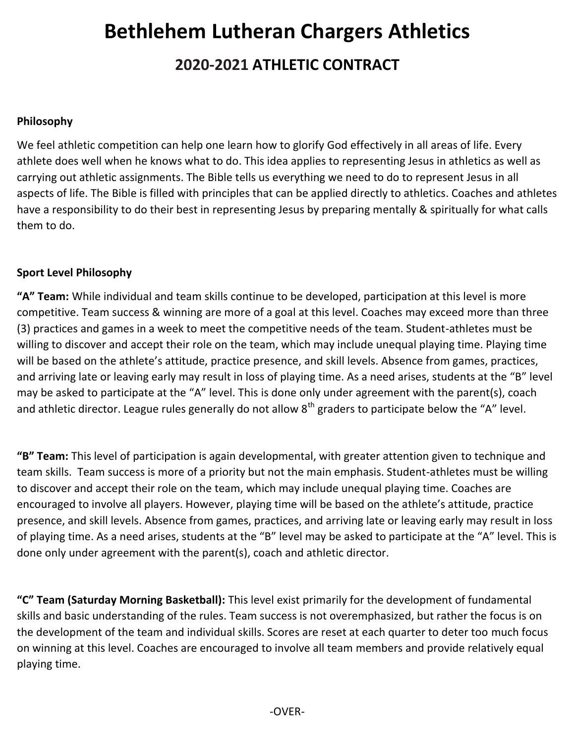# Bethlehem Lutheran Chargers Athletics

## 2020-2021 ATHLETIC CONTRACT

**Philosophy**

We feel athletic competition can help one learn how to glorify God effectively in all areas of life. Every athlete does well when he knows what to do. This idea applies to representing Jesus in athletics as well as carrying out athletic assignments. The Bible tells us everything we need to do to represent Jesus in all aspects of life. The Bible is filled with principles that can be applied directly to athletics. Coaches and athletes have a responsibility to do their best in representing Jesus by preparing mentally & spiritually for what calls them to do.

**Sport Level Philosophy**

**"A" Team:** While individual and team skills continue to be developed, participation at this level is more competitive. Team success & winning are more of a goal at this level. Coaches may exceed more than three (3) practices and games in a week to meet the competitive needs of the team. Student-athletes must be willing to discover and accept their role on the team, which may include unequal playing time. Playing time will be based on the athlete's attitude, practice presence, and skill levels. Absence from games, practices, and arriving late or leaving early may result in loss of playing time. As a need arises, students at the "B" level may be asked to participate at the "A" level. This is done only under agreement with the parent(s), coach and athletic director. League rules generally do not allow 8th graders to participate below the "A" level.

**"B" Team:** This level of participation is again developmental, with greater attention given to technique and team skills. Team success is more of a priority but not the main emphasis. Student-athletes must be willing to discover and accept their role on the team, which may include unequal playing time. Coaches are encouraged to involve all players. However, playing time will be based on the athlete's attitude, practice presence, and skill levels. Absence from games, practices, and arriving late or leaving early may result in loss of playing time. As a need arises, students at the "B" level may be asked to participate at the "A" level. This is done only under agreement with the parent(s), coach and athletic director.

**"C" Team (Saturday Morning Basketball):** This level exist primarily for the development of fundamental skills and basic understanding of the rules. Team success is not overemphasized, but rather the focus is on the development of the team and individual skills. Scores are reset at each quarter to deter too much focus on winning at this level. Coaches are encouraged to involve all team members and provide relatively equal playing time.

-OVER-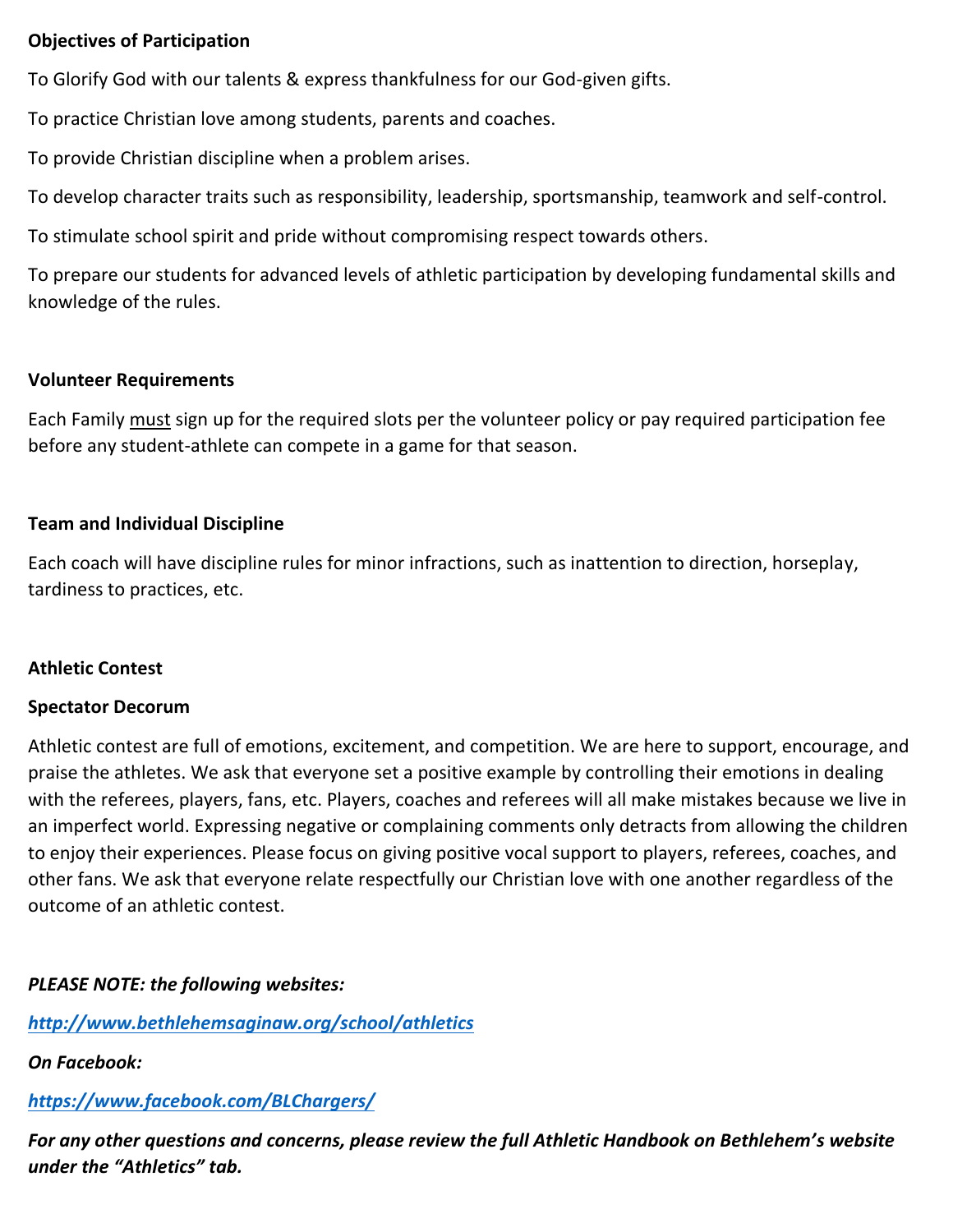**Objectives of Participation**

To Glorify God with our talents & express thankfulness for our God-given gifts.

To practice Christian love among students, parents and coaches.

To provide Christian discipline when a problem arises.

To develop character traits such as responsibility, leadership, sportsmanship, teamwork and self-control.

To stimulate school spirit and pride without compromising respect towards others.

To prepare our students for advanced levels of athletic participation by developing fundamental skills and knowledge of the rules.

**Volunteer Requirements**

Each Family <u>must</u> sign up for the required slots per the volunteer policy or pay required participation fee before any student-athlete can compete in a game for that season.

**Team and Individual Discipline**

Each coach will have discipline rules for minor infractions, such as inattention to direction, horseplay, tardiness to practices, etc.

**Athletic Contest**

**Spectator Decorum**

Athletic contest are full of emotions, excitement, and competition. We are here to support, encourage, and praise the athletes. We ask that everyone set a positive example by controlling their emotions in dealing with the referees, players, fans, etc. Players, coaches and referees will all make mistakes because we live in an imperfect world. Expressing negative or complaining comments only detracts from allowing the children to enjoy their experiences. Please focus on giving positive vocal support to players, referees, coaches, and other fans. We ask that everyone relate respectfully our Christian love with one another regardless of the outcome of an athletic contest.

***PLEASE NOTE: the following websites:***

***http://www.bethlehemsaginaw.org/school/athletics***

***On Facebook:***

***https://www.facebook.com/BLChargers/***

***For any other questions and concerns, please review the full Athletic Handbook on Bethlehem's website under the "Athletics" tab.***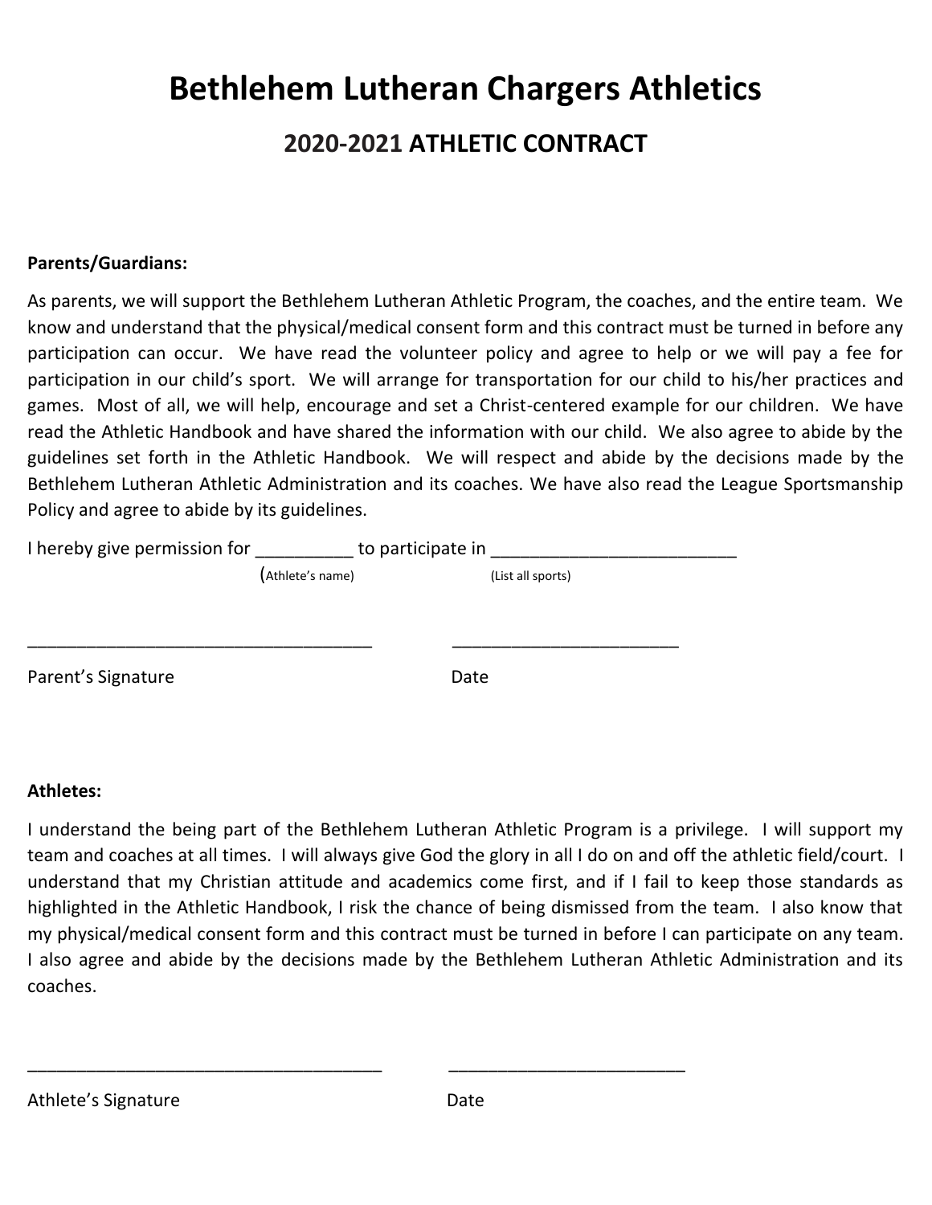# Bethlehem Lutheran Chargers Athletics

## 2020-2021 ATHLETIC CONTRACT

**Parents/Guardians:**

As parents, we will support the Bethlehem Lutheran Athletic Program, the coaches, and the entire team. We know and understand that the physical/medical consent form and this contract must be turned in before any participation can occur. We have read the volunteer policy and agree to help or we will pay a fee for participation in our child's sport. We will arrange for transportation for our child to his/her practices and games. Most of all, we will help, encourage and set a Christ-centered example for our children. We have read the Athletic Handbook and have shared the information with our child. We also agree to abide by the guidelines set forth in the Athletic Handbook. We will respect and abide by the decisions made by the Bethlehem Lutheran Athletic Administration and its coaches. We have also read the League Sportsmanship Policy and agree to abide by its guidelines.

I hereby give permission for __________ to participate in _________________________
(Athlete's name) (List all sports)

___________________________________ ________________________

Parent's Signature Date

**Athletes:**

I understand the being part of the Bethlehem Lutheran Athletic Program is a privilege. I will support my team and coaches at all times. I will always give God the glory in all I do on and off the athletic field/court. I understand that my Christian attitude and academics come first, and if I fail to keep those standards as highlighted in the Athletic Handbook, I risk the chance of being dismissed from the team. I also know that my physical/medical consent form and this contract must be turned in before I can participate on any team. I also agree and abide by the decisions made by the Bethlehem Lutheran Athletic Administration and its coaches.

___________________________________ ________________________

Athlete's Signature Date